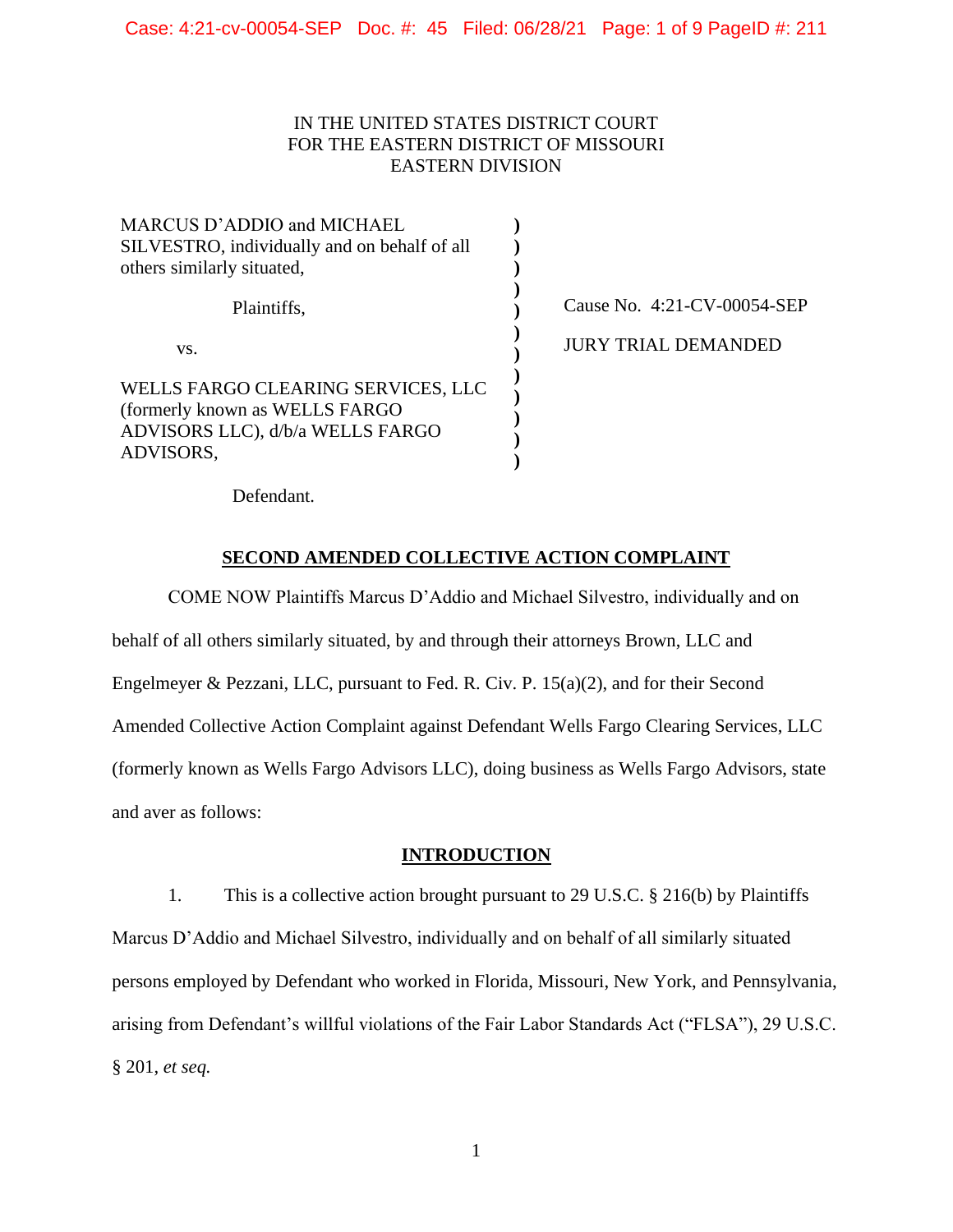IN THE UNITED STATES DISTRICT COURT
FOR THE EASTERN DISTRICT OF MISSOURI
EASTERN DIVISION

MARCUS D'ADDIO and MICHAEL SILVESTRO, individually and on behalf of all others similarly situated,

Plaintiffs,

vs.

WELLS FARGO CLEARING SERVICES, LLC (formerly known as WELLS FARGO ADVISORS LLC), d/b/a WELLS FARGO ADVISORS,

Defendant.

Cause No. 4:21-CV-00054-SEP

JURY TRIAL DEMANDED

## SECOND AMENDED COLLECTIVE ACTION COMPLAINT

COME NOW Plaintiffs Marcus D'Addio and Michael Silvestro, individually and on behalf of all others similarly situated, by and through their attorneys Brown, LLC and Engelmeyer & Pezzani, LLC, pursuant to Fed. R. Civ. P. 15(a)(2), and for their Second Amended Collective Action Complaint against Defendant Wells Fargo Clearing Services, LLC (formerly known as Wells Fargo Advisors LLC), doing business as Wells Fargo Advisors, state and aver as follows:

## INTRODUCTION

1. This is a collective action brought pursuant to 29 U.S.C. § 216(b) by Plaintiffs Marcus D'Addio and Michael Silvestro, individually and on behalf of all similarly situated persons employed by Defendant who worked in Florida, Missouri, New York, and Pennsylvania, arising from Defendant's willful violations of the Fair Labor Standards Act ("FLSA"), 29 U.S.C. § 201, *et seq.*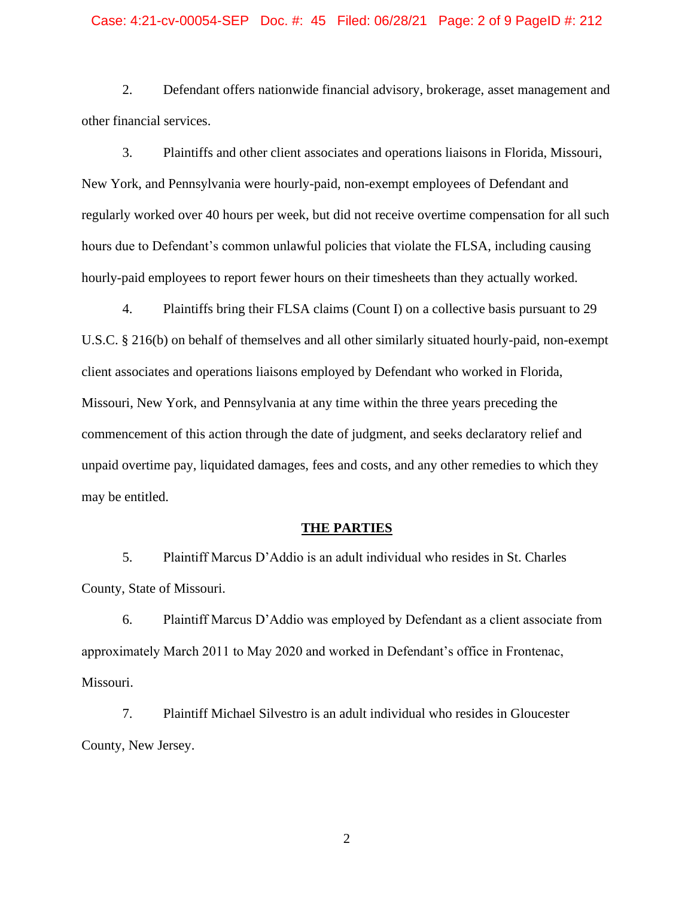2. Defendant offers nationwide financial advisory, brokerage, asset management and other financial services.

3. Plaintiffs and other client associates and operations liaisons in Florida, Missouri, New York, and Pennsylvania were hourly-paid, non-exempt employees of Defendant and regularly worked over 40 hours per week, but did not receive overtime compensation for all such hours due to Defendant's common unlawful policies that violate the FLSA, including causing hourly-paid employees to report fewer hours on their timesheets than they actually worked.

4. Plaintiffs bring their FLSA claims (Count I) on a collective basis pursuant to 29 U.S.C. § 216(b) on behalf of themselves and all other similarly situated hourly-paid, non-exempt client associates and operations liaisons employed by Defendant who worked in Florida, Missouri, New York, and Pennsylvania at any time within the three years preceding the commencement of this action through the date of judgment, and seeks declaratory relief and unpaid overtime pay, liquidated damages, fees and costs, and any other remedies to which they may be entitled.

## THE PARTIES

5. Plaintiff Marcus D'Addio is an adult individual who resides in St. Charles County, State of Missouri.

6. Plaintiff Marcus D'Addio was employed by Defendant as a client associate from approximately March 2011 to May 2020 and worked in Defendant's office in Frontenac, Missouri.

7. Plaintiff Michael Silvestro is an adult individual who resides in Gloucester County, New Jersey.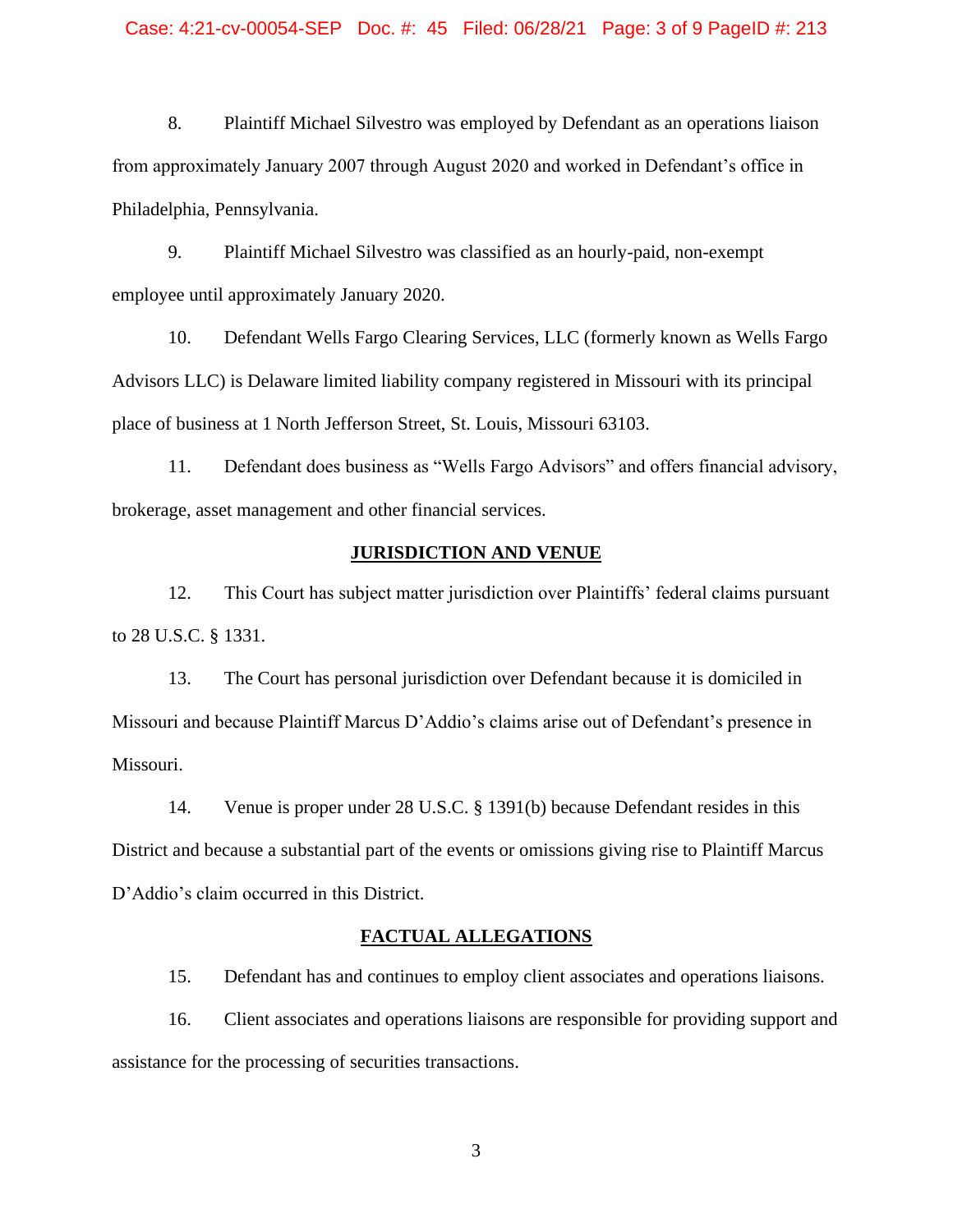8. Plaintiff Michael Silvestro was employed by Defendant as an operations liaison from approximately January 2007 through August 2020 and worked in Defendant's office in Philadelphia, Pennsylvania.

9. Plaintiff Michael Silvestro was classified as an hourly-paid, non-exempt employee until approximately January 2020.

10. Defendant Wells Fargo Clearing Services, LLC (formerly known as Wells Fargo Advisors LLC) is Delaware limited liability company registered in Missouri with its principal place of business at 1 North Jefferson Street, St. Louis, Missouri 63103.

11. Defendant does business as "Wells Fargo Advisors" and offers financial advisory, brokerage, asset management and other financial services.

## JURISDICTION AND VENUE

12. This Court has subject matter jurisdiction over Plaintiffs' federal claims pursuant to 28 U.S.C. § 1331.

13. The Court has personal jurisdiction over Defendant because it is domiciled in Missouri and because Plaintiff Marcus D'Addio's claims arise out of Defendant's presence in Missouri.

14. Venue is proper under 28 U.S.C. § 1391(b) because Defendant resides in this District and because a substantial part of the events or omissions giving rise to Plaintiff Marcus D'Addio's claim occurred in this District.

## FACTUAL ALLEGATIONS

15. Defendant has and continues to employ client associates and operations liaisons.

16. Client associates and operations liaisons are responsible for providing support and assistance for the processing of securities transactions.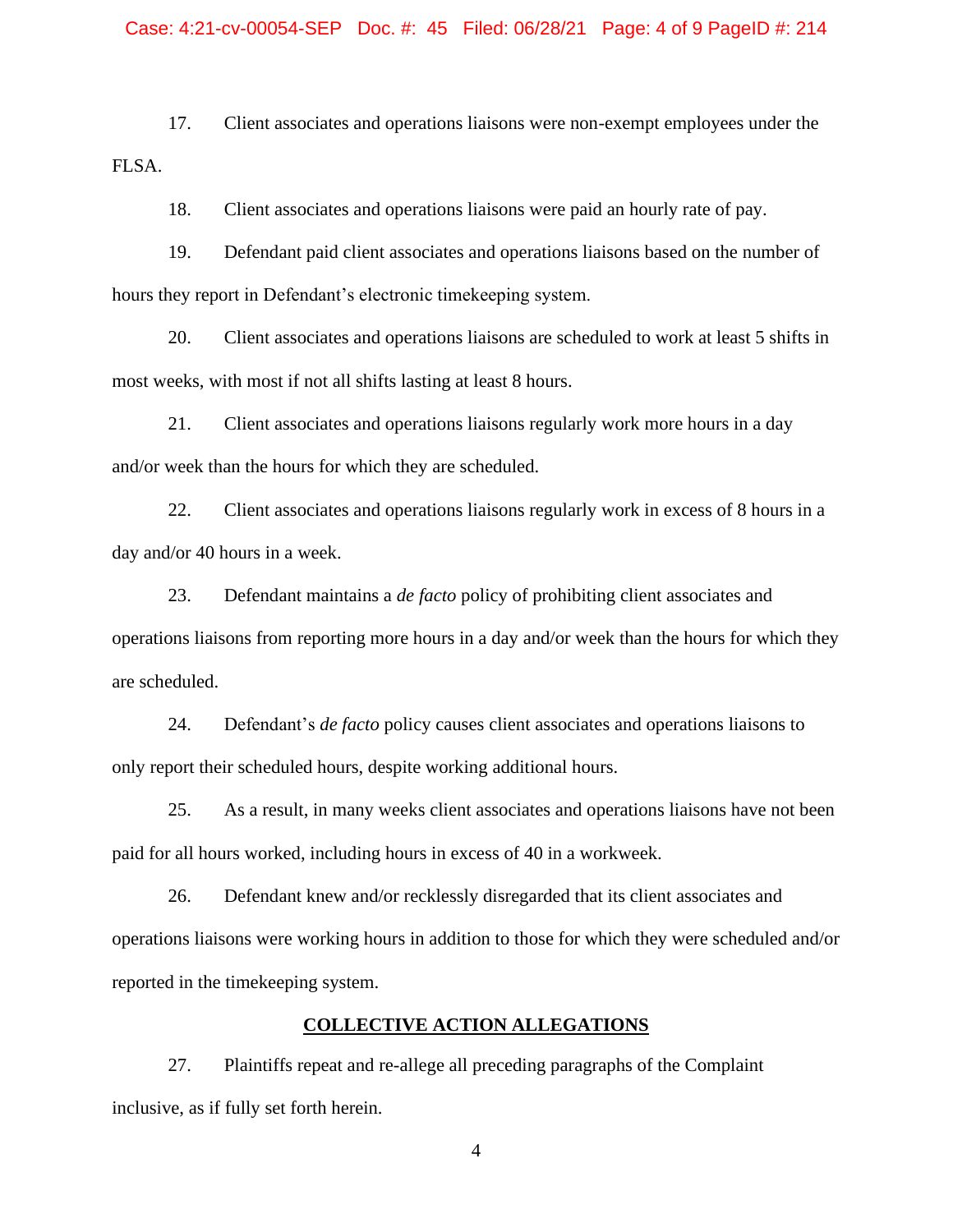17. Client associates and operations liaisons were non-exempt employees under the FLSA.

18. Client associates and operations liaisons were paid an hourly rate of pay.

19. Defendant paid client associates and operations liaisons based on the number of hours they report in Defendant's electronic timekeeping system.

20. Client associates and operations liaisons are scheduled to work at least 5 shifts in most weeks, with most if not all shifts lasting at least 8 hours.

21. Client associates and operations liaisons regularly work more hours in a day and/or week than the hours for which they are scheduled.

22. Client associates and operations liaisons regularly work in excess of 8 hours in a day and/or 40 hours in a week.

23. Defendant maintains a *de facto* policy of prohibiting client associates and operations liaisons from reporting more hours in a day and/or week than the hours for which they are scheduled.

24. Defendant's *de facto* policy causes client associates and operations liaisons to only report their scheduled hours, despite working additional hours.

25. As a result, in many weeks client associates and operations liaisons have not been paid for all hours worked, including hours in excess of 40 in a workweek.

26. Defendant knew and/or recklessly disregarded that its client associates and operations liaisons were working hours in addition to those for which they were scheduled and/or reported in the timekeeping system.

## COLLECTIVE ACTION ALLEGATIONS

27. Plaintiffs repeat and re-allege all preceding paragraphs of the Complaint inclusive, as if fully set forth herein.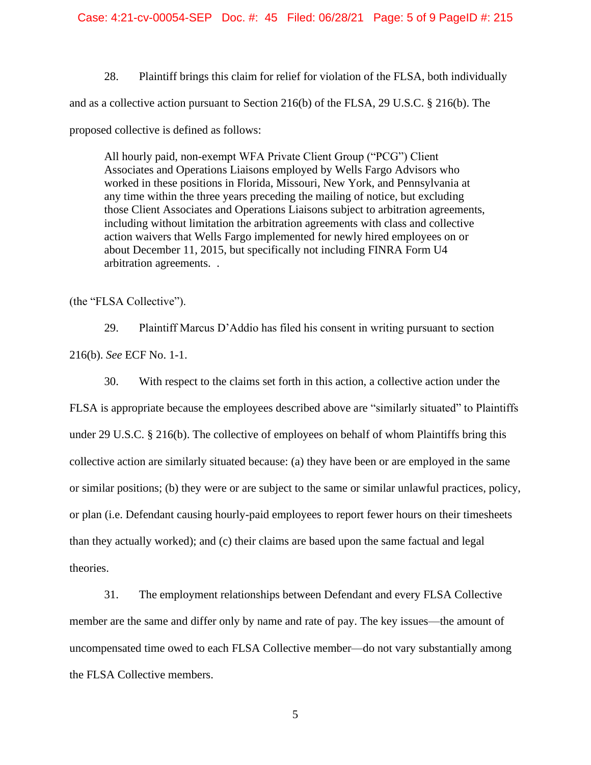28. Plaintiff brings this claim for relief for violation of the FLSA, both individually and as a collective action pursuant to Section 216(b) of the FLSA, 29 U.S.C. § 216(b). The proposed collective is defined as follows:

> All hourly paid, non-exempt WFA Private Client Group ("PCG") Client Associates and Operations Liaisons employed by Wells Fargo Advisors who worked in these positions in Florida, Missouri, New York, and Pennsylvania at any time within the three years preceding the mailing of notice, but excluding those Client Associates and Operations Liaisons subject to arbitration agreements, including without limitation the arbitration agreements with class and collective action waivers that Wells Fargo implemented for newly hired employees on or about December 11, 2015, but specifically not including FINRA Form U4 arbitration agreements. .

(the "FLSA Collective").

29. Plaintiff Marcus D'Addio has filed his consent in writing pursuant to section 216(b). *See* ECF No. 1-1.

30. With respect to the claims set forth in this action, a collective action under the FLSA is appropriate because the employees described above are "similarly situated" to Plaintiffs under 29 U.S.C. § 216(b). The collective of employees on behalf of whom Plaintiffs bring this collective action are similarly situated because: (a) they have been or are employed in the same or similar positions; (b) they were or are subject to the same or similar unlawful practices, policy, or plan (i.e. Defendant causing hourly-paid employees to report fewer hours on their timesheets than they actually worked); and (c) their claims are based upon the same factual and legal theories.

31. The employment relationships between Defendant and every FLSA Collective member are the same and differ only by name and rate of pay. The key issues—the amount of uncompensated time owed to each FLSA Collective member—do not vary substantially among the FLSA Collective members.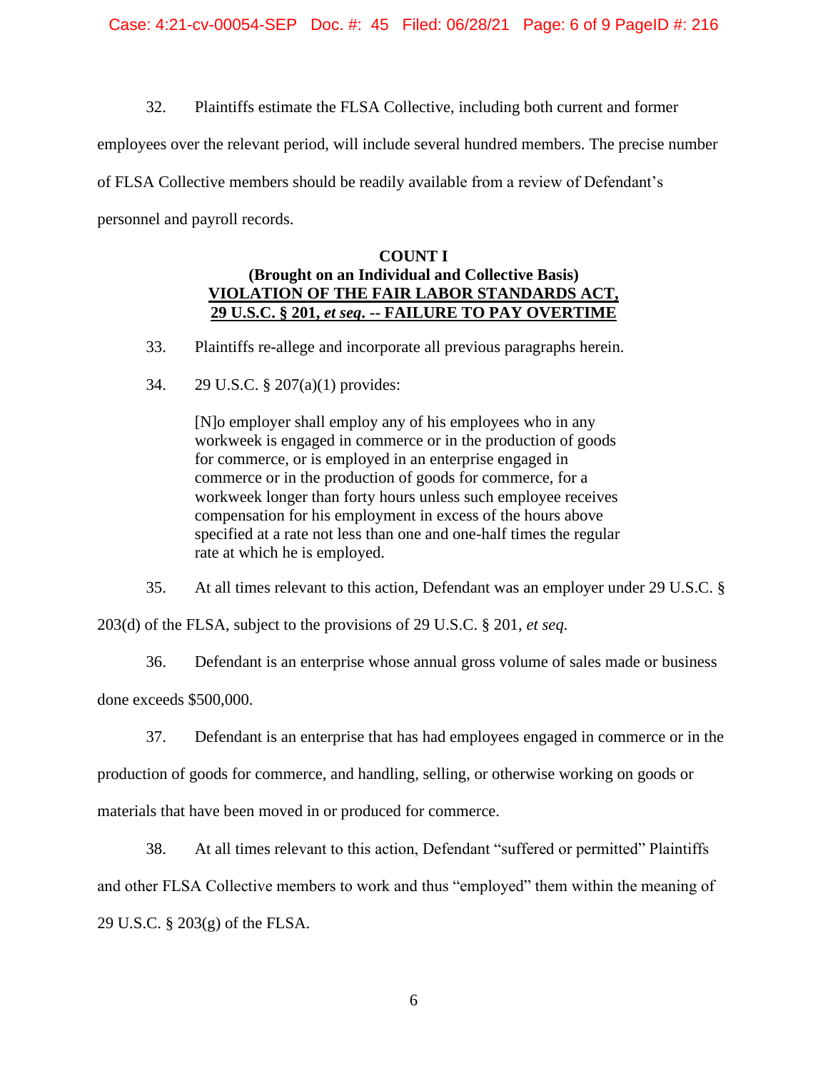32. Plaintiffs estimate the FLSA Collective, including both current and former employees over the relevant period, will include several hundred members. The precise number of FLSA Collective members should be readily available from a review of Defendant's personnel and payroll records.

**COUNT I**
**(Brought on an Individual and Collective Basis)**
**VIOLATION OF THE FAIR LABOR STANDARDS ACT, 29 U.S.C. § 201, *et seq.* -- FAILURE TO PAY OVERTIME**

33. Plaintiffs re-allege and incorporate all previous paragraphs herein.

34. 29 U.S.C. § 207(a)(1) provides:

> [N]o employer shall employ any of his employees who in any workweek is engaged in commerce or in the production of goods for commerce, or is employed in an enterprise engaged in commerce or in the production of goods for commerce, for a workweek longer than forty hours unless such employee receives compensation for his employment in excess of the hours above specified at a rate not less than one and one-half times the regular rate at which he is employed.

35. At all times relevant to this action, Defendant was an employer under 29 U.S.C. § 203(d) of the FLSA, subject to the provisions of 29 U.S.C. § 201, *et seq*.

36. Defendant is an enterprise whose annual gross volume of sales made or business done exceeds $500,000.

37. Defendant is an enterprise that has had employees engaged in commerce or in the production of goods for commerce, and handling, selling, or otherwise working on goods or materials that have been moved in or produced for commerce.

38. At all times relevant to this action, Defendant "suffered or permitted" Plaintiffs and other FLSA Collective members to work and thus "employed" them within the meaning of 29 U.S.C. § 203(g) of the FLSA.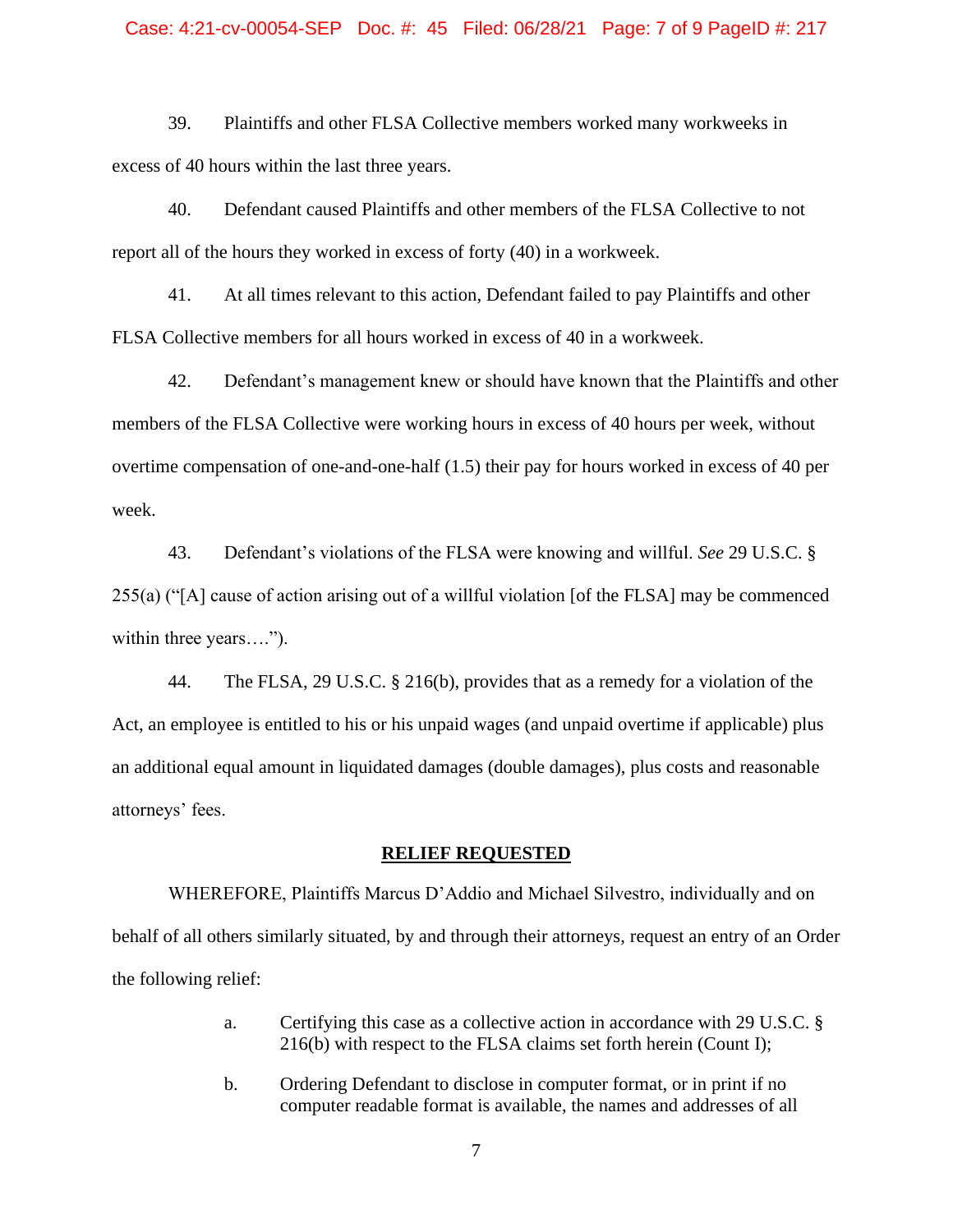39. Plaintiffs and other FLSA Collective members worked many workweeks in excess of 40 hours within the last three years.

40. Defendant caused Plaintiffs and other members of the FLSA Collective to not report all of the hours they worked in excess of forty (40) in a workweek.

41. At all times relevant to this action, Defendant failed to pay Plaintiffs and other FLSA Collective members for all hours worked in excess of 40 in a workweek.

42. Defendant's management knew or should have known that the Plaintiffs and other members of the FLSA Collective were working hours in excess of 40 hours per week, without overtime compensation of one-and-one-half (1.5) their pay for hours worked in excess of 40 per week.

43. Defendant's violations of the FLSA were knowing and willful. *See* 29 U.S.C. § 255(a) ("[A] cause of action arising out of a willful violation [of the FLSA] may be commenced within three years….").

44. The FLSA, 29 U.S.C. § 216(b), provides that as a remedy for a violation of the Act, an employee is entitled to his or his unpaid wages (and unpaid overtime if applicable) plus an additional equal amount in liquidated damages (double damages), plus costs and reasonable attorneys' fees.

**RELIEF REQUESTED**

WHEREFORE, Plaintiffs Marcus D'Addio and Michael Silvestro, individually and on behalf of all others similarly situated, by and through their attorneys, request an entry of an Order the following relief:

a. Certifying this case as a collective action in accordance with 29 U.S.C. § 216(b) with respect to the FLSA claims set forth herein (Count I);

b. Ordering Defendant to disclose in computer format, or in print if no computer readable format is available, the names and addresses of all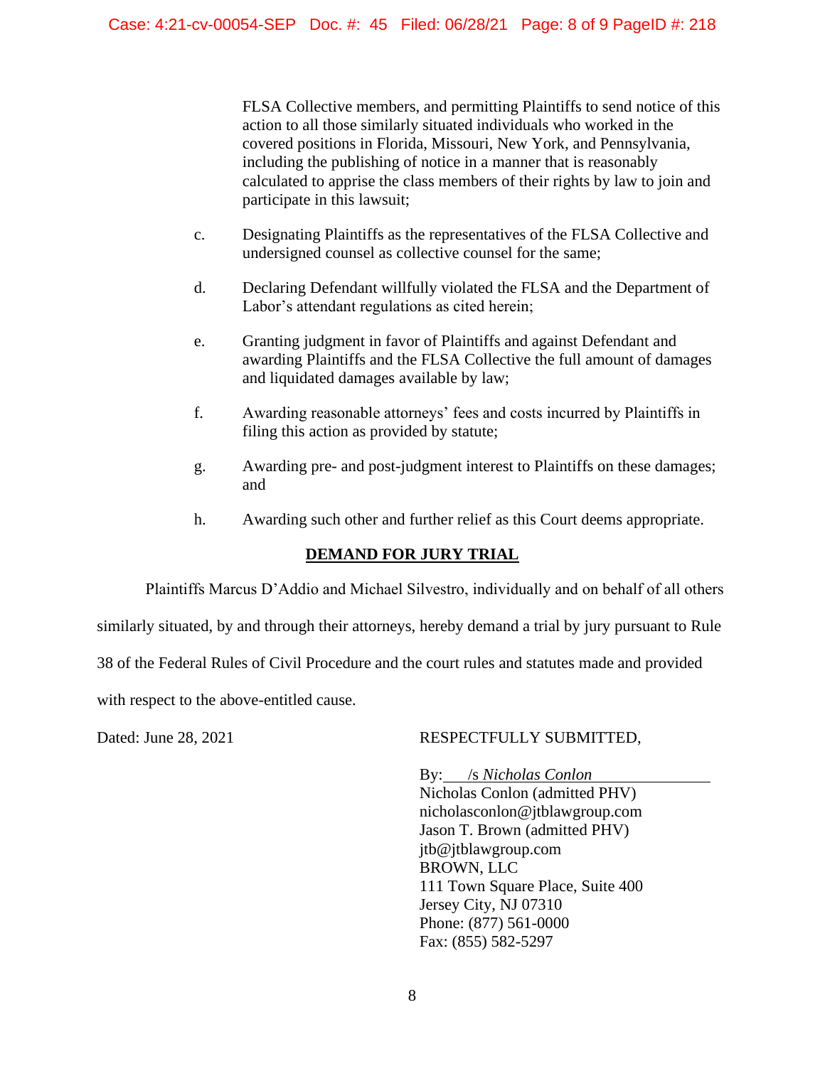FLSA Collective members, and permitting Plaintiffs to send notice of this action to all those similarly situated individuals who worked in the covered positions in Florida, Missouri, New York, and Pennsylvania, including the publishing of notice in a manner that is reasonably calculated to apprise the class members of their rights by law to join and participate in this lawsuit;

c. Designating Plaintiffs as the representatives of the FLSA Collective and undersigned counsel as collective counsel for the same;

d. Declaring Defendant willfully violated the FLSA and the Department of Labor's attendant regulations as cited herein;

e. Granting judgment in favor of Plaintiffs and against Defendant and awarding Plaintiffs and the FLSA Collective the full amount of damages and liquidated damages available by law;

f. Awarding reasonable attorneys' fees and costs incurred by Plaintiffs in filing this action as provided by statute;

g. Awarding pre- and post-judgment interest to Plaintiffs on these damages; and

h. Awarding such other and further relief as this Court deems appropriate.

**DEMAND FOR JURY TRIAL**

Plaintiffs Marcus D'Addio and Michael Silvestro, individually and on behalf of all others similarly situated, by and through their attorneys, hereby demand a trial by jury pursuant to Rule 38 of the Federal Rules of Civil Procedure and the court rules and statutes made and provided with respect to the above-entitled cause.

Dated: June 28, 2021

RESPECTFULLY SUBMITTED,

By: /s *Nicholas Conlon*
Nicholas Conlon (admitted PHV)
nicholasconlon@jtblawgroup.com
Jason T. Brown (admitted PHV)
jtb@jtblawgroup.com
BROWN, LLC
111 Town Square Place, Suite 400
Jersey City, NJ 07310
Phone: (877) 561-0000
Fax: (855) 582-5297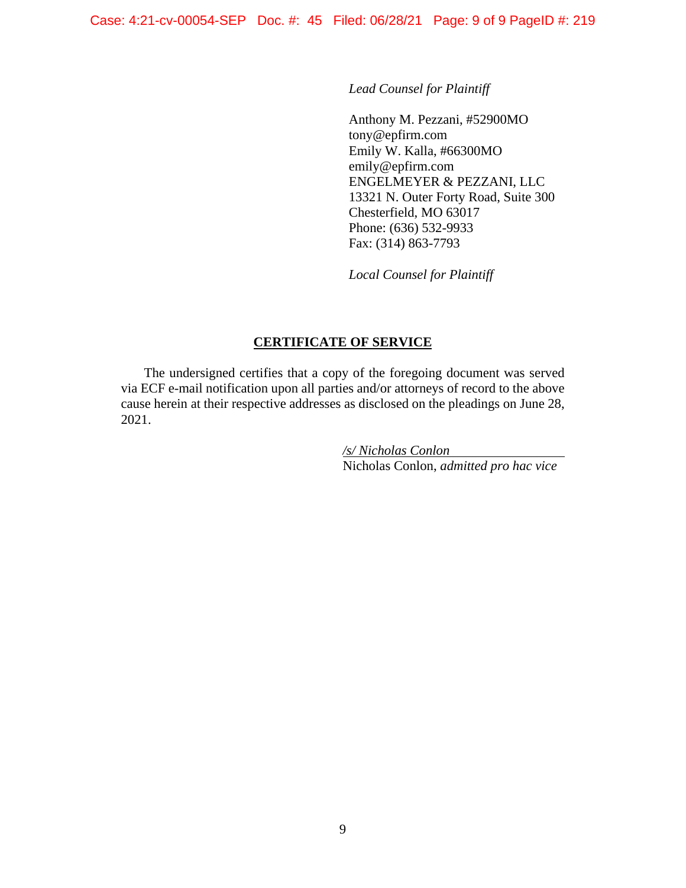*Lead Counsel for Plaintiff*

Anthony M. Pezzani, #52900MO
tony@epfirm.com
Emily W. Kalla, #66300MO
emily@epfirm.com
ENGELMEYER & PEZZANI, LLC
13321 N. Outer Forty Road, Suite 300
Chesterfield, MO 63017
Phone: (636) 532-9933
Fax: (314) 863-7793

*Local Counsel for Plaintiff*

## CERTIFICATE OF SERVICE

The undersigned certifies that a copy of the foregoing document was served via ECF e-mail notification upon all parties and/or attorneys of record to the above cause herein at their respective addresses as disclosed on the pleadings on June 28, 2021.

*/s/ Nicholas Conlon*
Nicholas Conlon, *admitted pro hac vice*